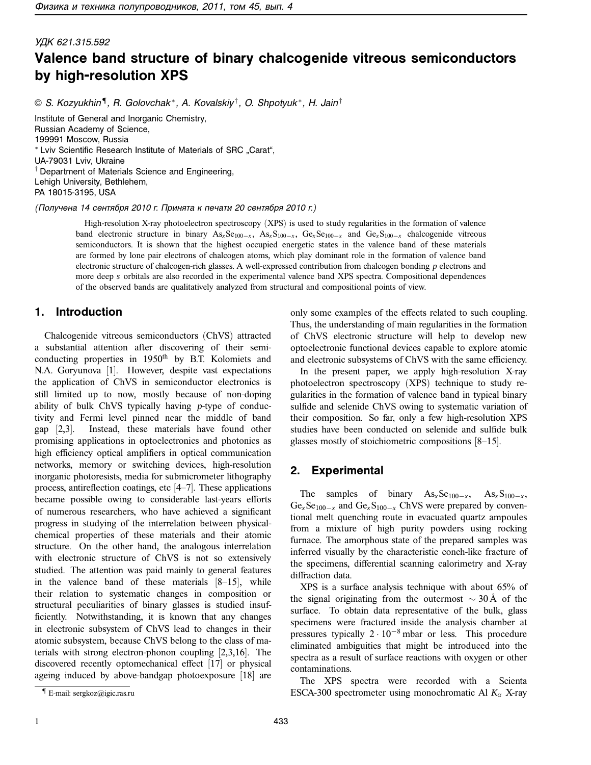УДК 621.315.592

# Valence band structure of binary chalcogenide vitreous semiconductors by high-resolution XPS

© S. Kozyukhin[¶], R. Golovchak[*], A. Kovalskiy[†], O. Shpotyuk[*], H. Jain[†]

Institute of General and Inorganic Chemistry, Russian Academy of Science, 199991 Moscow, Russia
[*] Lviv Scientific Research Institute of Materials of SRC „Carat“, UA-79031 Lviv, Ukraine
[†] Department of Materials Science and Engineering, Lehigh University, Bethlehem, PA 18015-3195, USA

*(Получена 14 сентября 2010 г. Принята к печати 20 сентября 2010 г.)*

High-resolution X-ray photoelectron spectroscopy (XPS) is used to study regularities in the formation of valence band electronic structure in binary $As_xSe_{100-x}$, $As_xS_{100-x}$, $Ge_xSe_{100-x}$ and $Ge_xS_{100-x}$ chalcogenide vitreous semiconductors. It is shown that the highest occupied energetic states in the valence band of these materials are formed by lone pair electrons of chalcogen atoms, which play dominant role in the formation of valence band electronic structure of chalcogen-rich glasses. A well-expressed contribution from chalcogen bonding *p* electrons and more deep *s* orbitals are also recorded in the experimental valence band XPS spectra. Compositional dependences of the observed bands are qualitatively analyzed from structural and compositional points of view.

## 1. Introduction

Chalcogenide vitreous semiconductors (ChVS) attracted a substantial attention after discovering of their semiconducting properties in 1950[th] by B.T. Kolomiets and N.A. Goryunova [1]. However, despite vast expectations the application of ChVS in semiconductor electronics is still limited up to now, mostly because of non-doping ability of bulk ChVS typically having *p*-type of conductivity and Fermi level pinned near the middle of band gap [2,3]. Instead, these materials have found other promising applications in optoelectronics and photonics as high efficiency optical amplifiers in optical communication networks, memory or switching devices, high-resolution inorganic photoresists, media for submicrometer lithography process, antireflection coatings, etc [4–7]. These applications became possible owing to considerable last-years efforts of numerous researchers, who have achieved a significant progress in studying of the interrelation between physical-chemical properties of these materials and their atomic structure. On the other hand, the analogous interrelation with electronic structure of ChVS is not so extensively studied. The attention was paid mainly to general features in the valence band of these materials [8–15], while their relation to systematic changes in composition or structural peculiarities of binary glasses is studied insufficiently. Notwithstanding, it is known that any changes in electronic subsystem of ChVS lead to changes in their atomic subsystem, because ChVS belong to the class of materials with strong electron-phonon coupling [2,3,16]. The discovered recently optomechanical effect [17] or physical ageing induced by above-bandgap photoexposure [18] are only some examples of the effects related to such coupling. Thus, the understanding of main regularities in the formation of ChVS electronic structure will help to develop new optoelectronic functional devices capable to explore atomic and electronic subsystems of ChVS with the same efficiency.

In the present paper, we apply high-resolution X-ray photoelectron spectroscopy (XPS) technique to study regularities in the formation of valence band in typical binary sulfide and selenide ChVS owing to systematic variation of their composition. So far, only a few high-resolution XPS studies have been conducted on selenide and sulfide bulk glasses mostly of stoichiometric compositions [8–15].

## 2. Experimental

The samples of binary $As_xSe_{100-x}$, $As_xS_{100-x}$, $Ge_xSe_{100-x}$ and $Ge_xS_{100-x}$ ChVS were prepared by conventional melt quenching route in evacuated quartz ampoules from a mixture of high purity powders using rocking furnace. The amorphous state of the prepared samples was inferred visually by the characteristic conch-like fracture of the specimens, differential scanning calorimetry and X-ray diffraction data.

XPS is a surface analysis technique with about 65% of the signal originating from the outermost $\sim 30$ Å of the surface. To obtain data representative of the bulk, glass specimens were fractured inside the analysis chamber at pressures typically $2 \cdot 10^{-8}$ mbar or less. This procedure eliminated ambiguities that might be introduced into the spectra as a result of surface reactions with oxygen or other contaminations.

The XPS spectra were recorded with a Scienta ESCA-300 spectrometer using monochromatic Al $K_\alpha$ X-ray

[¶] E-mail: sergkoz@igic.ras.ru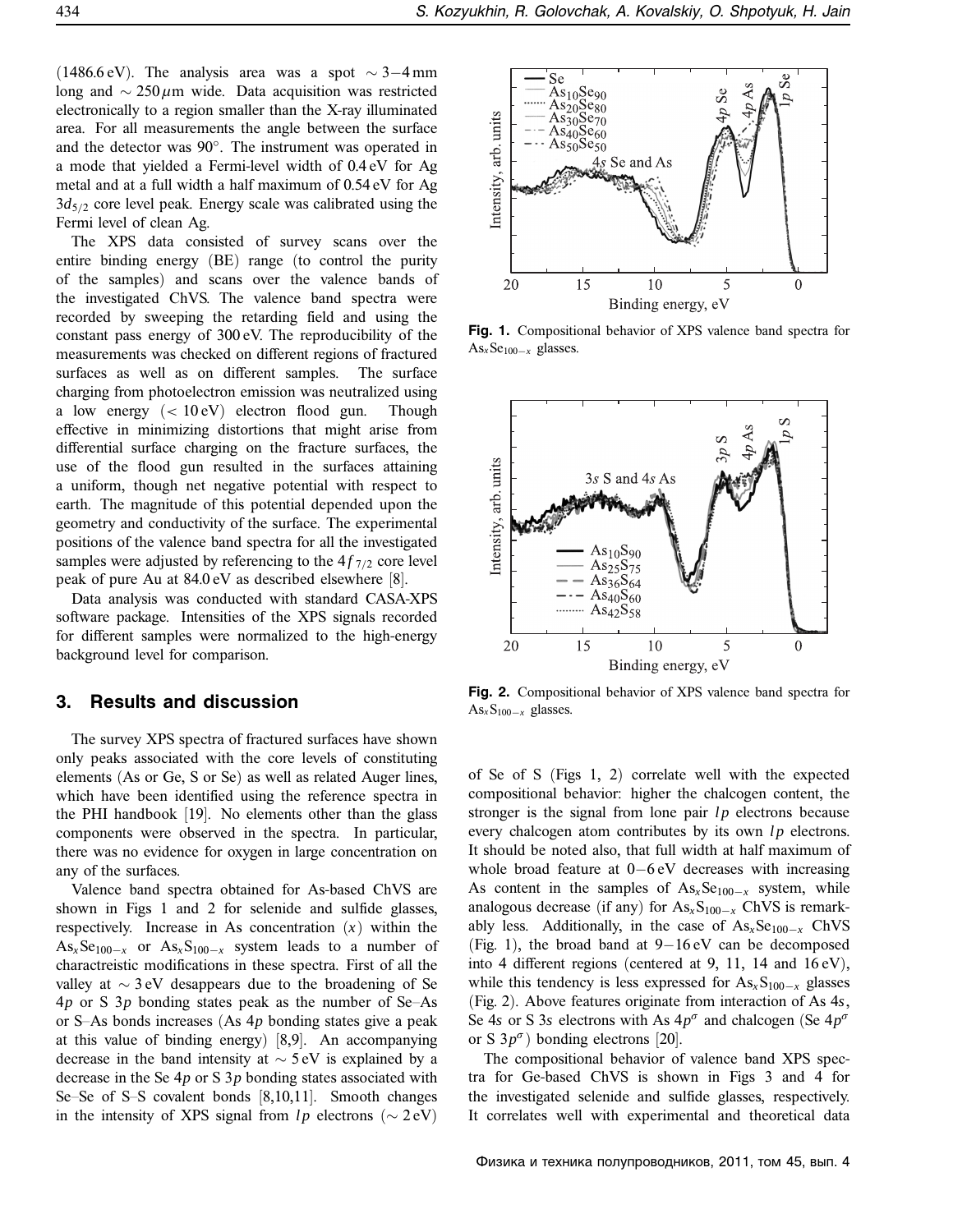(1486.6 eV). The analysis area was a spot $\sim 3-4$ mm long and $\sim 250\,\mu$m wide. Data acquisition was restricted electronically to a region smaller than the X-ray illuminated area. For all measurements the angle between the surface and the detector was 90°. The instrument was operated in a mode that yielded a Fermi-level width of 0.4 eV for Ag metal and at a full width a half maximum of 0.54 eV for Ag $3d_{5/2}$ core level peak. Energy scale was calibrated using the Fermi level of clean Ag.

The XPS data consisted of survey scans over the entire binding energy (BE) range (to control the purity of the samples) and scans over the valence bands of the investigated ChVS. The valence band spectra were recorded by sweeping the retarding field and using the constant pass energy of 300 eV. The reproducibility of the measurements was checked on different regions of fractured surfaces as well as on different samples. The surface charging from photoelectron emission was neutralized using a low energy ($< 10$ eV) electron flood gun. Though effective in minimizing distortions that might arise from differential surface charging on the fracture surfaces, the use of the flood gun resulted in the surfaces attaining a uniform, though net negative potential with respect to earth. The magnitude of this potential depended upon the geometry and conductivity of the surface. The experimental positions of the valence band spectra for all the investigated samples were adjusted by referencing to the $4f_{7/2}$ core level peak of pure Au at 84.0 eV as described elsewhere [8].

Data analysis was conducted with standard CASA-XPS software package. Intensities of the XPS signals recorded for different samples were normalized to the high-energy background level for comparison.

## 3. Results and discussion

The survey XPS spectra of fractured surfaces have shown only peaks associated with the core levels of constituting elements (As or Ge, S or Se) as well as related Auger lines, which have been identified using the reference spectra in the PHI handbook [19]. No elements other than the glass components were observed in the spectra. In particular, there was no evidence for oxygen in large concentration on any of the surfaces.

Valence band spectra obtained for As-based ChVS are shown in Figs 1 and 2 for selenide and sulfide glasses, respectively. Increase in As concentration ($x$) within the $As_xSe_{100-x}$ or $As_xS_{100-x}$ system leads to a number of charactreistic modifications in these spectra. First of all the valley at $\sim 3$ eV desappears due to the broadening of Se $4p$ or S $3p$ bonding states peak as the number of Se–As or S–As bonds increases (As $4p$ bonding states give a peak at this value of binding energy) [8,9]. An accompanying decrease in the band intensity at $\sim 5$ eV is explained by a decrease in the Se $4p$ or S $3p$ bonding states associated with Se–Se of S–S covalent bonds [8,10,11]. Smooth changes in the intensity of XPS signal from $lp$ electrons ($\sim 2$ eV)

**Fig. 1.** Compositional behavior of XPS valence band spectra for $As_xSe_{100-x}$ glasses.

**Fig. 2.** Compositional behavior of XPS valence band spectra for $As_xS_{100-x}$ glasses.

of Se of S (Figs 1, 2) correlate well with the expected compositional behavior: higher the chalcogen content, the stronger is the signal from lone pair $lp$ electrons because every chalcogen atom contributes by its own $lp$ electrons. It should be noted also, that full width at half maximum of whole broad feature at 0–6 eV decreases with increasing As content in the samples of $As_xSe_{100-x}$ system, while analogous decrease (if any) for $As_xS_{100-x}$ ChVS is remarkably less. Additionally, in the case of $As_xSe_{100-x}$ ChVS (Fig. 1), the broad band at 9–16 eV can be decomposed into 4 different regions (centered at 9, 11, 14 and 16 eV), while this tendency is less expressed for $As_xS_{100-x}$ glasses (Fig. 2). Above features originate from interaction of As $4s$, Se $4s$ or S $3s$ electrons with As $4p^\sigma$ and chalcogen (Se $4p^\sigma$ or S $3p^\sigma$) bonding electrons [20].

The compositional behavior of valence band XPS spectra for Ge-based ChVS is shown in Figs 3 and 4 for the investigated selenide and sulfide glasses, respectively. It correlates well with experimental and theoretical data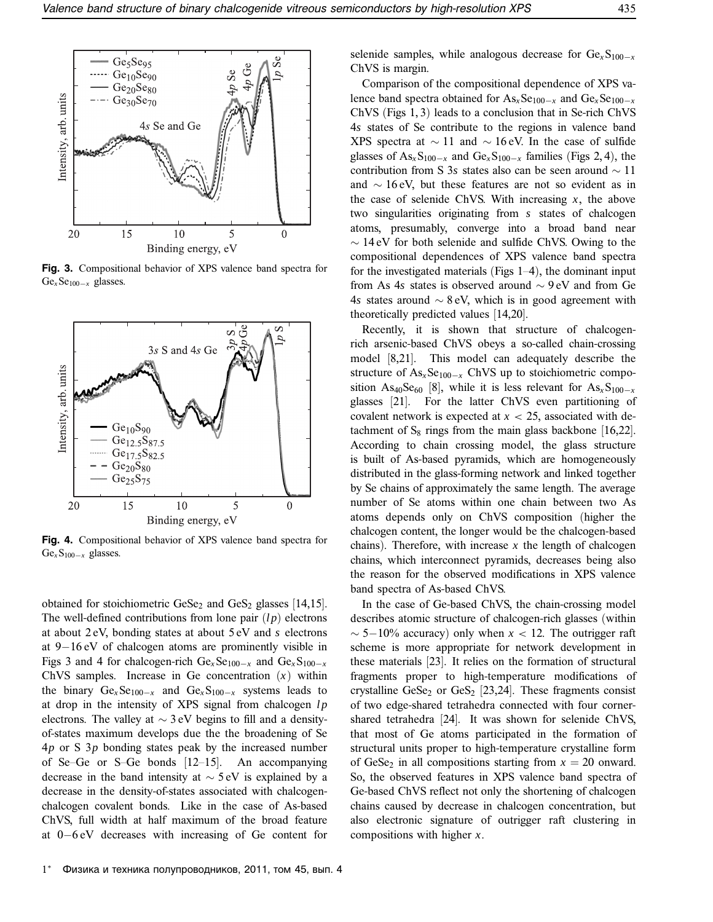**Fig. 3.** Compositional behavior of XPS valence band spectra for $Ge_xSe_{100-x}$ glasses.

**Fig. 4.** Compositional behavior of XPS valence band spectra for $Ge_xS_{100-x}$ glasses.

obtained for stoichiometric $GeSe_2$ and $GeS_2$ glasses [14,15]. The well-defined contributions from lone pair ($lp$) electrons at about 2 eV, bonding states at about 5 eV and $s$ electrons at 9−16 eV of chalcogen atoms are prominently visible in Figs 3 and 4 for chalcogen-rich $Ge_xSe_{100-x}$ and $Ge_xS_{100-x}$ ChVS samples. Increase in Ge concentration ($x$) within the binary $Ge_xSe_{100-x}$ and $Ge_xS_{100-x}$ systems leads to at drop in the intensity of XPS signal from chalcogen $lp$ electrons. The valley at $\sim 3$ eV begins to fill and a density-of-states maximum develops due the the broadening of Se $4p$ or S $3p$ bonding states peak by the increased number of Se–Ge or S–Ge bonds [12–15]. An accompanying decrease in the band intensity at $\sim 5$ eV is explained by a decrease in the density-of-states associated with chalcogen-chalcogen covalent bonds. Like in the case of As-based ChVS, full width at half maximum of the broad feature at 0–6 eV decreases with increasing of Ge content for selenide samples, while analogous decrease for $Ge_xS_{100-x}$ ChVS is margin.

Comparison of the compositional dependence of XPS valence band spectra obtained for $As_xSe_{100-x}$ and $Ge_xSe_{100-x}$ ChVS (Figs 1, 3) leads to a conclusion that in Se-rich ChVS $4s$ states of Se contribute to the regions in valence band XPS spectra at $\sim 11$ and $\sim 16$ eV. In the case of sulfide glasses of $As_xS_{100-x}$ and $Ge_xS_{100-x}$ families (Figs 2, 4), the contribution from S $3s$ states also can be seen around $\sim 11$ and $\sim 16$ eV, but these features are not so evident as in the case of selenide ChVS. With increasing $x$, the above two singularities originating from $s$ states of chalcogen atoms, presumably, converge into a broad band near $\sim 14$ eV for both selenide and sulfide ChVS. Owing to the compositional dependences of XPS valence band spectra for the investigated materials (Figs 1–4), the dominant input from As $4s$ states is observed around $\sim 9$ eV and from Ge $4s$ states around $\sim 8$ eV, which is in good agreement with theoretically predicted values [14,20].

Recently, it is shown that structure of chalcogen-rich arsenic-based ChVS obeys a so-called chain-crossing model [8,21]. This model can adequately describe the structure of $As_xSe_{100-x}$ ChVS up to stoichiometric composition $As_{40}Se_{60}$ [8], while it is less relevant for $As_xS_{100-x}$ glasses [21]. For the latter ChVS even partitioning of covalent network is expected at $x < 25$, associated with detachment of $S_8$ rings from the main glass backbone [16,22]. According to chain crossing model, the glass structure is built of As-based pyramids, which are homogeneously distributed in the glass-forming network and linked together by Se chains of approximately the same length. The average number of Se atoms within one chain between two As atoms depends only on ChVS composition (higher the chalcogen content, the longer would be the chalcogen-based chains). Therefore, with increase $x$ the length of chalcogen chains, which interconnect pyramids, decreases being also the reason for the observed modifications in XPS valence band spectra of As-based ChVS.

In the case of Ge-based ChVS, the chain-crossing model describes atomic structure of chalcogen-rich glasses (within $\sim 5-10\%$ accuracy) only when $x < 12$. The outrigger raft scheme is more appropriate for network development in these materials [23]. It relies on the formation of structural fragments proper to high-temperature modifications of crystalline $GeSe_2$ or $GeS_2$ [23,24]. These fragments consist of two edge-shared tetrahedra connected with four corner-shared tetrahedra [24]. It was shown for selenide ChVS, that most of Ge atoms participated in the formation of structural units proper to high-temperature crystalline form of $GeSe_2$ in all compositions starting from $x = 20$ onward. So, the observed features in XPS valence band spectra of Ge-based ChVS reflect not only the shortening of chalcogen chains caused by decrease in chalcogen concentration, but also electronic signature of outrigger raft clustering in compositions with higher $x$.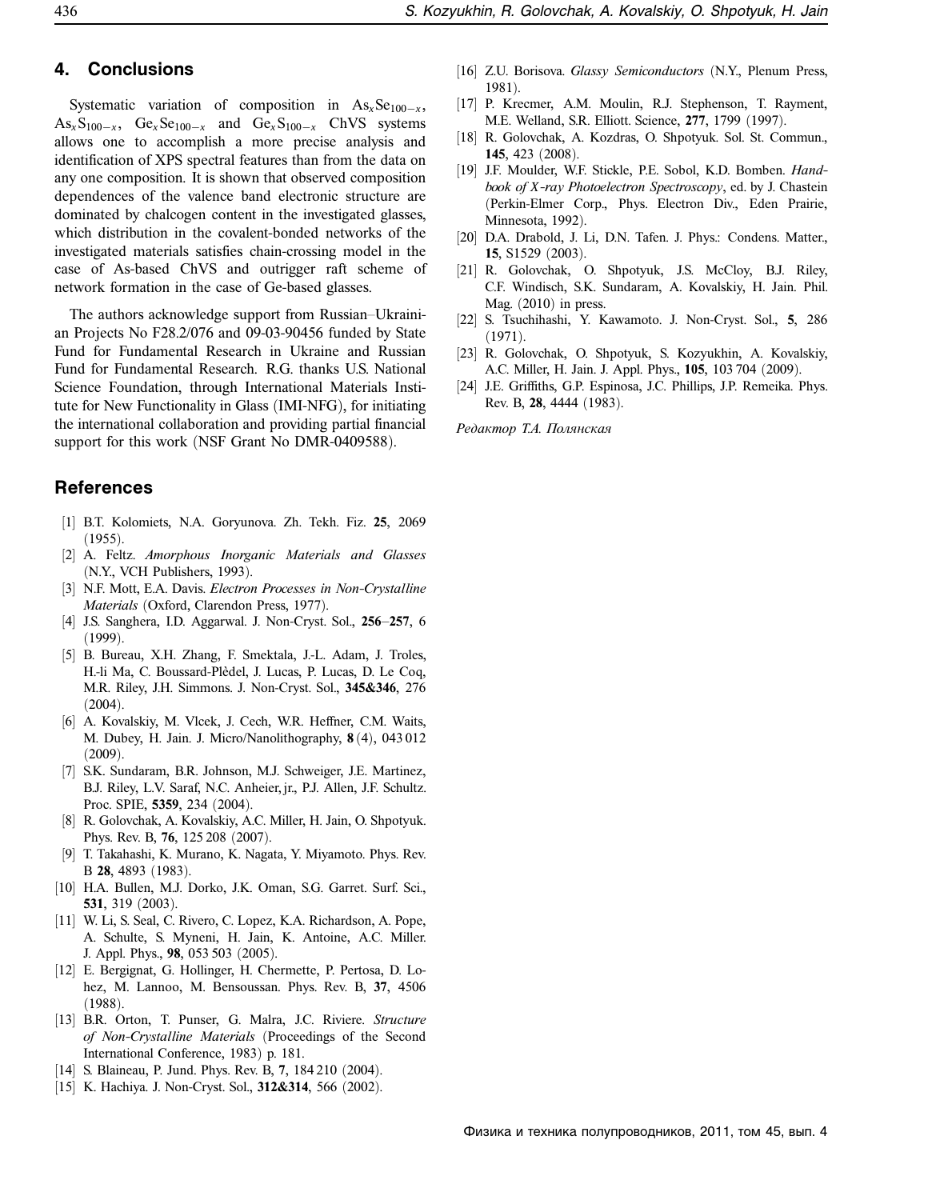## 4. Conclusions

Systematic variation of composition in $As_xSe_{100-x}$, $As_xS_{100-x}$, $Ge_xSe_{100-x}$ and $Ge_xS_{100-x}$ ChVS systems allows one to accomplish a more precise analysis and identification of XPS spectral features than from the data on any one composition. It is shown that observed composition dependences of the valence band electronic structure are dominated by chalcogen content in the investigated glasses, which distribution in the covalent-bonded networks of the investigated materials satisfies chain-crossing model in the case of As-based ChVS and outrigger raft scheme of network formation in the case of Ge-based glasses.

The authors acknowledge support from Russian–Ukrainian Projects No F28.2/076 and 09-03-90456 funded by State Fund for Fundamental Research in Ukraine and Russian Fund for Fundamental Research. R.G. thanks U.S. National Science Foundation, through International Materials Institute for New Functionality in Glass (IMI-NFG), for initiating the international collaboration and providing partial financial support for this work (NSF Grant No DMR-0409588).

## References

[1] B.T. Kolomiets, N.A. Goryunova. Zh. Tekh. Fiz. **25**, 2069 (1955).

[2] A. Feltz. *Amorphous Inorganic Materials and Glasses* (N.Y., VCH Publishers, 1993).

[3] N.F. Mott, E.A. Davis. *Electron Processes in Non-Crystalline Materials* (Oxford, Clarendon Press, 1977).

[4] J.S. Sanghera, I.D. Aggarwal. J. Non-Cryst. Sol., **256–257**, 6 (1999).

[5] B. Bureau, X.H. Zhang, F. Smektala, J.-L. Adam, J. Troles, H.-li Ma, C. Boussard-Plèdel, J. Lucas, P. Lucas, D. Le Coq, M.R. Riley, J.H. Simmons. J. Non-Cryst. Sol., **345&346**, 276 (2004).

[6] A. Kovalskiy, M. Vlcek, J. Cech, W.R. Heffner, C.M. Waits, M. Dubey, H. Jain. J. Micro/Nanolithography, **8** (4), 043 012 (2009).

[7] S.K. Sundaram, B.R. Johnson, M.J. Schweiger, J.E. Martinez, B.J. Riley, L.V. Saraf, N.C. Anheier, jr., P.J. Allen, J.F. Schultz. Proc. SPIE, **5359**, 234 (2004).

[8] R. Golovchak, A. Kovalskiy, A.C. Miller, H. Jain, O. Shpotyuk. Phys. Rev. B, **76**, 125 208 (2007).

[9] T. Takahashi, K. Murano, K. Nagata, Y. Miyamoto. Phys. Rev. B **28**, 4893 (1983).

[10] H.A. Bullen, M.J. Dorko, J.K. Oman, S.G. Garret. Surf. Sci., **531**, 319 (2003).

[11] W. Li, S. Seal, C. Rivero, C. Lopez, K.A. Richardson, A. Pope, A. Schulte, S. Myneni, H. Jain, K. Antoine, A.C. Miller. J. Appl. Phys., **98**, 053 503 (2005).

[12] E. Bergignat, G. Hollinger, H. Chermette, P. Pertosa, D. Lohez, M. Lannoo, M. Bensoussan. Phys. Rev. B, **37**, 4506 (1988).

[13] B.R. Orton, T. Punser, G. Malra, J.C. Riviere. *Structure of Non-Crystalline Materials* (Proceedings of the Second International Conference, 1983) p. 181.

[14] S. Blaineau, P. Jund. Phys. Rev. B, **7**, 184 210 (2004).

[15] K. Hachiya. J. Non-Cryst. Sol., **312&314**, 566 (2002).

[16] Z.U. Borisova. *Glassy Semiconductors* (N.Y., Plenum Press, 1981).

[17] P. Krecmer, A.M. Moulin, R.J. Stephenson, T. Rayment, M.E. Welland, S.R. Elliott. Science, **277**, 1799 (1997).

[18] R. Golovchak, A. Kozdras, O. Shpotyuk. Sol. St. Commun., **145**, 423 (2008).

[19] J.F. Moulder, W.F. Stickle, P.E. Sobol, K.D. Bomben. *Handbook of X-ray Photoelectron Spectroscopy*, ed. by J. Chastein (Perkin-Elmer Corp., Phys. Electron Div., Eden Prairie, Minnesota, 1992).

[20] D.A. Drabold, J. Li, D.N. Tafen. J. Phys.: Condens. Matter., **15**, S1529 (2003).

[21] R. Golovchak, O. Shpotyuk, J.S. McCloy, B.J. Riley, C.F. Windisch, S.K. Sundaram, A. Kovalskiy, H. Jain. Phil. Mag. (2010) in press.

[22] S. Tsuchihashi, Y. Kawamoto. J. Non-Cryst. Sol., **5**, 286 (1971).

[23] R. Golovchak, O. Shpotyuk, S. Kozyukhin, A. Kovalskiy, A.C. Miller, H. Jain. J. Appl. Phys., **105**, 103 704 (2009).

[24] J.E. Griffiths, G.P. Espinosa, J.C. Phillips, J.P. Remeika. Phys. Rev. B, **28**, 4444 (1983).

*Редактор Т.А. Полянская*